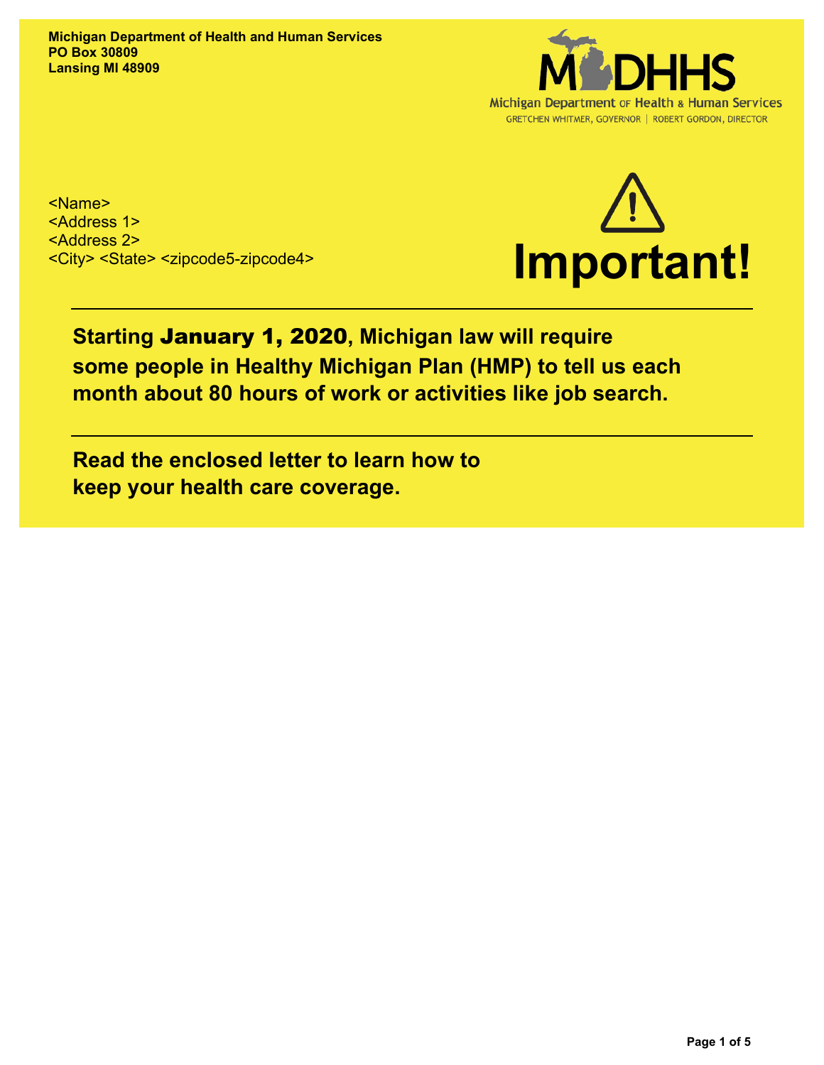**Michigan Department of Health and Human Services**
**PO Box 30809**
**Lansing MI 48909**

Michigan Department of Health & Human Services
GRETCHEN WHITMER, GOVERNOR | ROBERT GORDON, DIRECTOR

<Name>
<Address 1>
<Address 2>
<City> <State> <zipcode5-zipcode4>

# ⚠ Important!

---

**Starting January 1, 2020, Michigan law will require some people in Healthy Michigan Plan (HMP) to tell us each month about 80 hours of work or activities like job search.**

---

**Read the enclosed letter to learn how to keep your health care coverage.**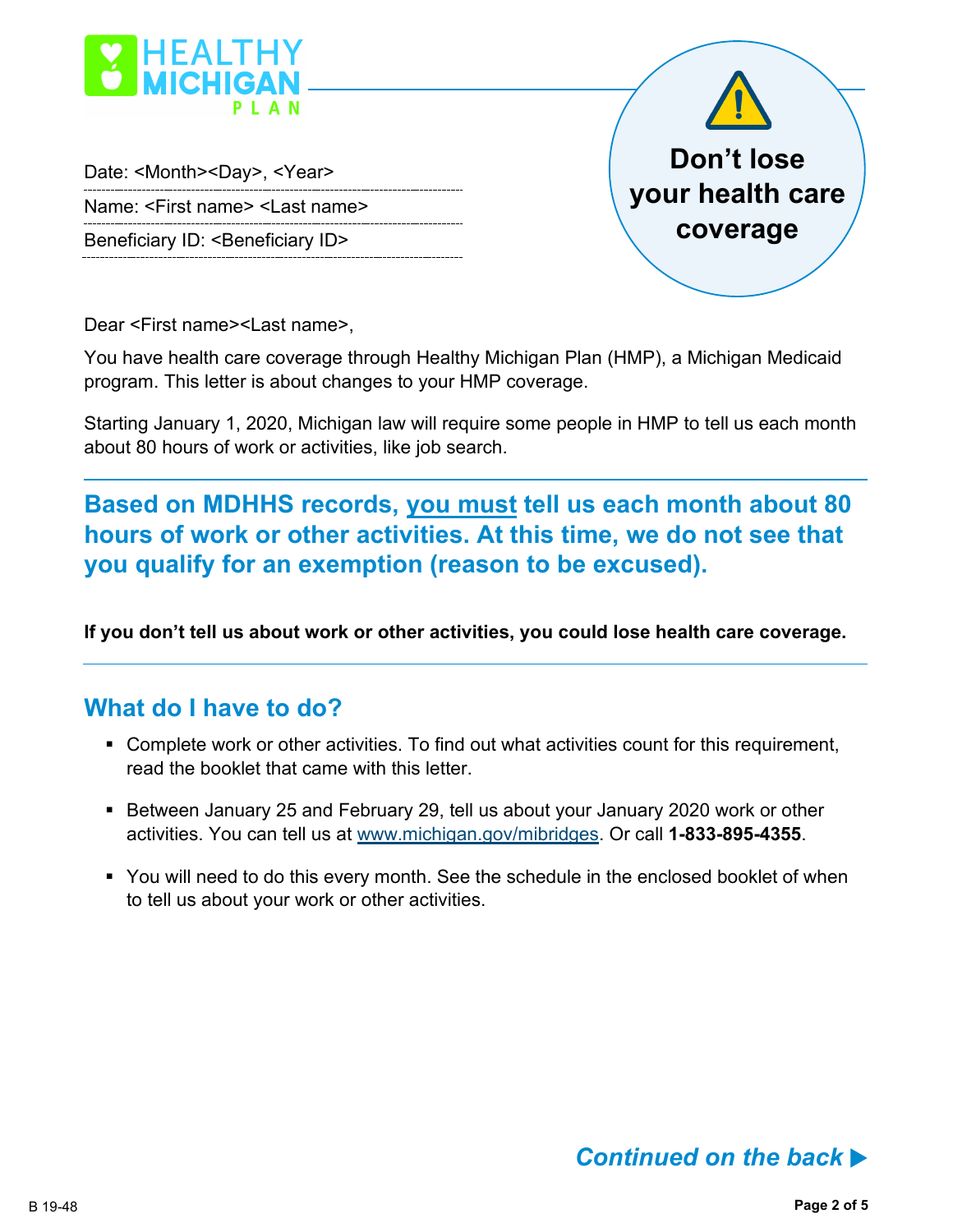HEALTHY MICHIGAN PLAN

Date: <Month><Day>, <Year>

Name: <First name> <Last name>

Beneficiary ID: <Beneficiary ID>

**Don't lose your health care coverage**

Dear <First name><Last name>,

You have health care coverage through Healthy Michigan Plan (HMP), a Michigan Medicaid program. This letter is about changes to your HMP coverage.

Starting January 1, 2020, Michigan law will require some people in HMP to tell us each month about 80 hours of work or activities, like job search.

**Based on MDHHS records, you must tell us each month about 80 hours of work or other activities. At this time, we do not see that you qualify for an exemption (reason to be excused).**

**If you don't tell us about work or other activities, you could lose health care coverage.**

## What do I have to do?

- Complete work or other activities. To find out what activities count for this requirement, read the booklet that came with this letter.
- Between January 25 and February 29, tell us about your January 2020 work or other activities. You can tell us at www.michigan.gov/mibridges. Or call **1-833-895-4355**.
- You will need to do this every month. See the schedule in the enclosed booklet of when to tell us about your work or other activities.

***Continued on the back ▶***

B 19-48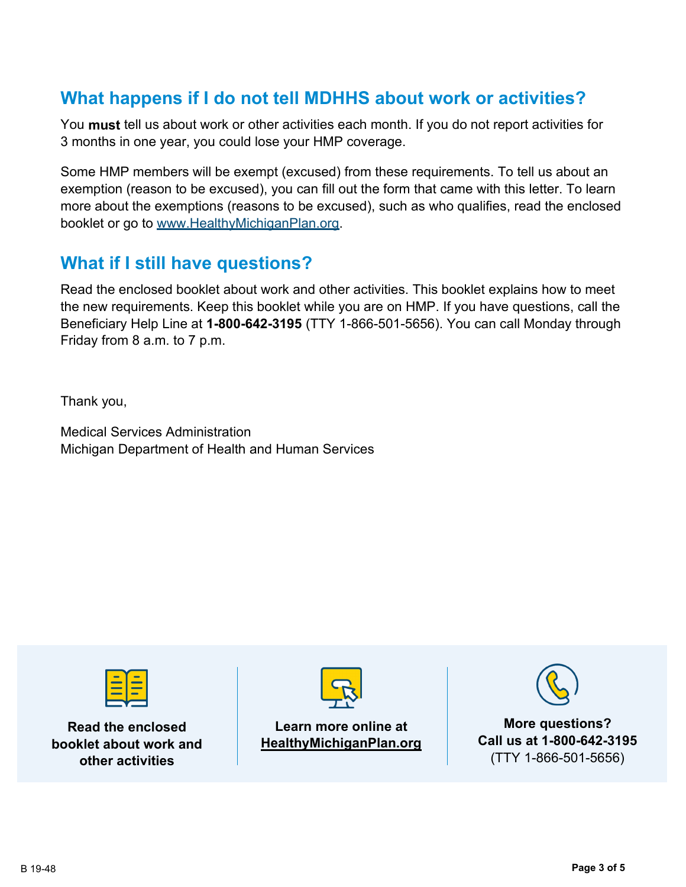## What happens if I do not tell MDHHS about work or activities?

You **must** tell us about work or other activities each month. If you do not report activities for 3 months in one year, you could lose your HMP coverage.

Some HMP members will be exempt (excused) from these requirements. To tell us about an exemption (reason to be excused), you can fill out the form that came with this letter. To learn more about the exemptions (reasons to be excused), such as who qualifies, read the enclosed booklet or go to www.HealthyMichiganPlan.org.

## What if I still have questions?

Read the enclosed booklet about work and other activities. This booklet explains how to meet the new requirements. Keep this booklet while you are on HMP. If you have questions, call the Beneficiary Help Line at **1-800-642-3195** (TTY 1-866-501-5656). You can call Monday through Friday from 8 a.m. to 7 p.m.

Thank you,

Medical Services Administration
Michigan Department of Health and Human Services

**Read the enclosed booklet about work and other activities**

**Learn more online at HealthyMichiganPlan.org**

**More questions? Call us at 1-800-642-3195** (TTY 1-866-501-5656)

B 19-48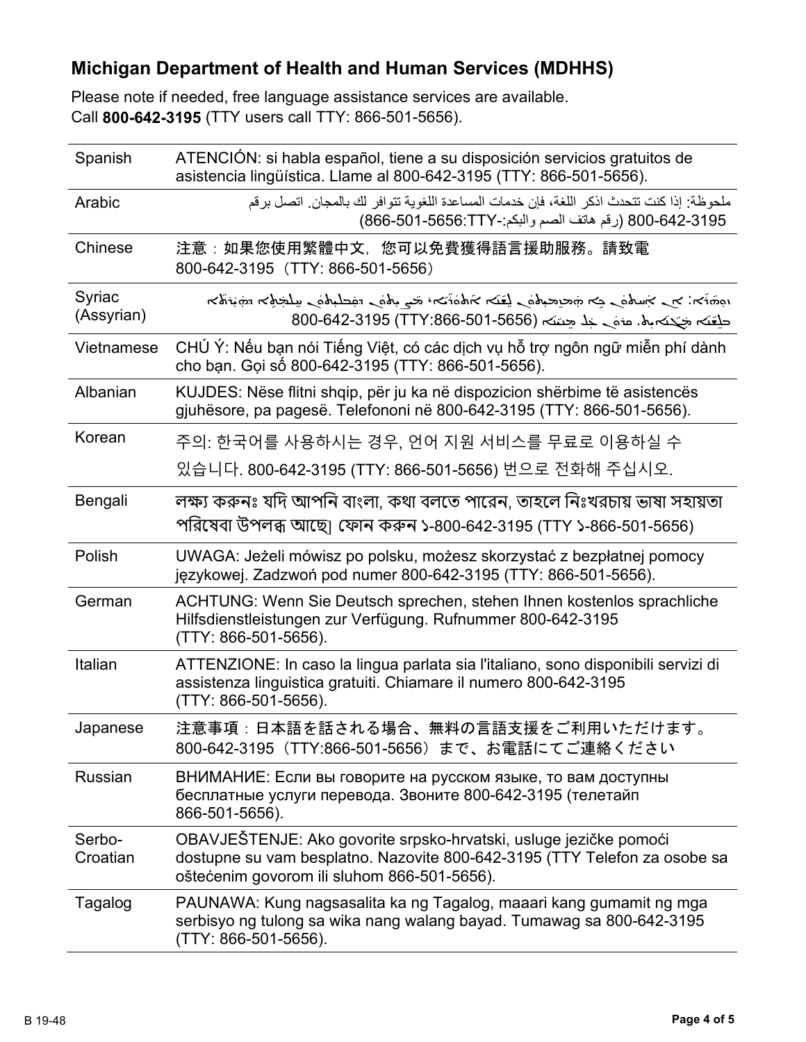## Michigan Department of Health and Human Services (MDHHS)

Please note if needed, free language assistance services are available.
Call **800-642-3195** (TTY users call TTY: 866-501-5656).

| | |
|---|---|
| Spanish | ATENCIÓN: si habla español, tiene a su disposición servicios gratuitos de asistencia lingüística. Llame al 800-642-3195 (TTY: 866-501-5656). |
| Arabic | ملحوظة: إذا كنت تتحدث اذكر اللغة، فإن خدمات المساعدة اللغوية تتوافر لك بالمجان. اتصل برقم 800-642-3195 (رقم هاتف الصم والبكم:-TTY:866-501-5656) |
| Chinese | 注意：如果您使用繁體中文，您可以免費獲得語言援助服務。請致電 800-642-3195（TTY: 866-501-5656） |
| Syriac (Assyrian) | ܙܘܗܪܐ: ܐܢ ܐܢܬ ܡܗܡܙܡܬ ܒܠܫܢܐ ܐܬܘܪܝܐ، ܟܐ ܐܝܬ ܠܘܟ ܚܠܡܬܐ ܕܗܝܪܐ ܒܠܫܢܐ ܡܓܢܐܝܬ. ܡܚܝ ܩܠ ܥܠ ܡܢܝܢܐ 800-642-3195 (TTY:866-501-5656) |
| Vietnamese | CHÚ Ý: Nếu bạn nói Tiếng Việt, có các dịch vụ hỗ trợ ngôn ngữ miễn phí dành cho bạn. Gọi số 800-642-3195 (TTY: 866-501-5656). |
| Albanian | KUJDES: Nëse flitni shqip, për ju ka në dispozicion shërbime të asistencës gjuhësore, pa pagesë. Telefononi në 800-642-3195 (TTY: 866-501-5656). |
| Korean | 주의: 한국어를 사용하시는 경우, 언어 지원 서비스를 무료로 이용하실 수 있습니다. 800-642-3195 (TTY: 866-501-5656) 번으로 전화해 주십시오. |
| Bengali | লক্ষ্য করুনঃ যদি আপনি বাংলা, কথা বলতে পারেন, তাহলে নিঃখরচায় ভাষা সহায়তা পরিষেবা উপলব্ধ আছে। ফোন করুন ১-800-642-3195 (TTY ১-866-501-5656) |
| Polish | UWAGA: Jeżeli mówisz po polsku, możesz skorzystać z bezpłatnej pomocy językowej. Zadzwoń pod numer 800-642-3195 (TTY: 866-501-5656). |
| German | ACHTUNG: Wenn Sie Deutsch sprechen, stehen Ihnen kostenlos sprachliche Hilfsdienstleistungen zur Verfügung. Rufnummer 800-642-3195 (TTY: 866-501-5656). |
| Italian | ATTENZIONE: In caso la lingua parlata sia l'italiano, sono disponibili servizi di assistenza linguistica gratuiti. Chiamare il numero 800-642-3195 (TTY: 866-501-5656). |
| Japanese | 注意事項：日本語を話される場合、無料の言語支援をご利用いただけます。800-642-3195（TTY:866-501-5656）まで、お電話にてご連絡ください |
| Russian | ВНИМАНИЕ: Если вы говорите на русском языке, то вам доступны бесплатные услуги перевода. Звоните 800-642-3195 (телетайп 866-501-5656). |
| Serbo-Croatian | OBAVJEŠTENJE: Ako govorite srpsko-hrvatski, usluge jezičke pomoći dostupne su vam besplatno. Nazovite 800-642-3195 (TTY Telefon za osobe sa oštećenim govorom ili sluhom 866-501-5656). |
| Tagalog | PAUNAWA: Kung nagsasalita ka ng Tagalog, maaari kang gumamit ng mga serbisyo ng tulong sa wika nang walang bayad. Tumawag sa 800-642-3195 (TTY: 866-501-5656). |

B 19-48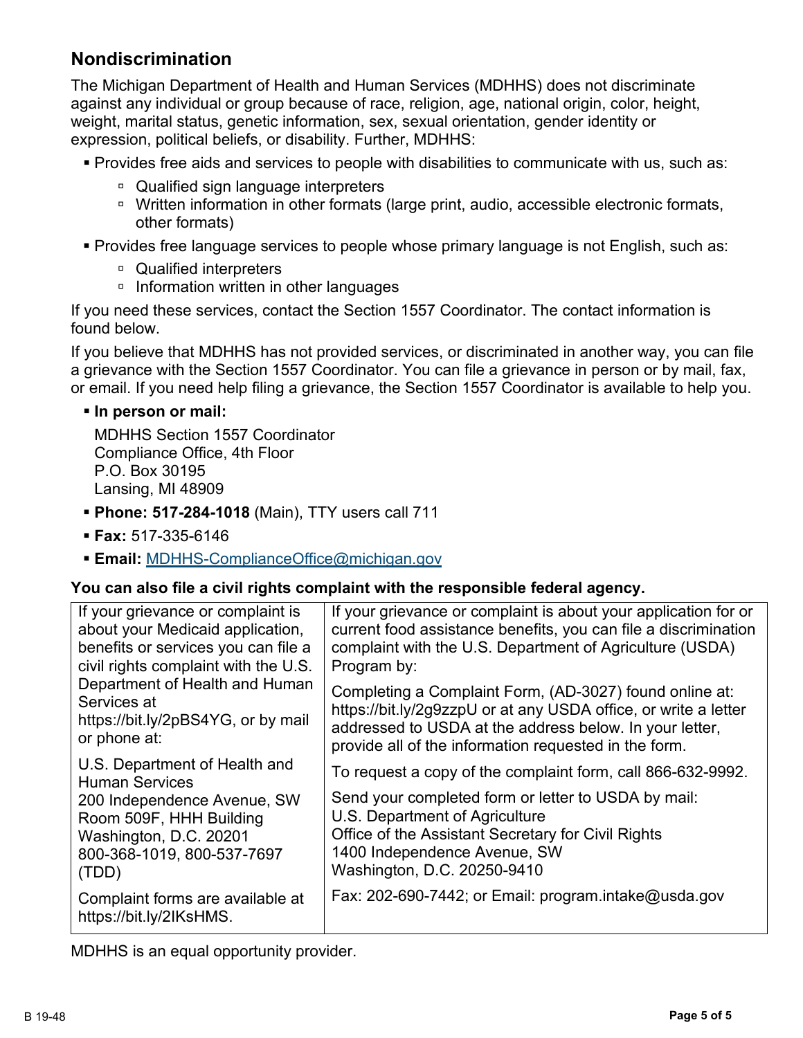## Nondiscrimination

The Michigan Department of Health and Human Services (MDHHS) does not discriminate against any individual or group because of race, religion, age, national origin, color, height, weight, marital status, genetic information, sex, sexual orientation, gender identity or expression, political beliefs, or disability. Further, MDHHS:

- Provides free aids and services to people with disabilities to communicate with us, such as:
  - Qualified sign language interpreters
  - Written information in other formats (large print, audio, accessible electronic formats, other formats)
- Provides free language services to people whose primary language is not English, such as:
  - Qualified interpreters
  - Information written in other languages

If you need these services, contact the Section 1557 Coordinator. The contact information is found below.

If you believe that MDHHS has not provided services, or discriminated in another way, you can file a grievance with the Section 1557 Coordinator. You can file a grievance in person or by mail, fax, or email. If you need help filing a grievance, the Section 1557 Coordinator is available to help you.

- **In person or mail:**

  MDHHS Section 1557 Coordinator
  Compliance Office, 4th Floor
  P.O. Box 30195
  Lansing, MI 48909
- **Phone: 517-284-1018** (Main), TTY users call 711
- **Fax:** 517-335-6146
- **Email:** MDHHS-ComplianceOffice@michigan.gov

**You can also file a civil rights complaint with the responsible federal agency.**

| | |
|---|---|
| If your grievance or complaint is about your Medicaid application, benefits or services you can file a civil rights complaint with the U.S. Department of Health and Human Services at https://bit.ly/2pBS4YG, or by mail or phone at:<br><br>U.S. Department of Health and Human Services<br>200 Independence Avenue, SW<br>Room 509F, HHH Building<br>Washington, D.C. 20201<br>800-368-1019, 800-537-7697 (TDD)<br><br>Complaint forms are available at https://bit.ly/2IKsHMS. | If your grievance or complaint is about your application for or current food assistance benefits, you can file a discrimination complaint with the U.S. Department of Agriculture (USDA) Program by:<br><br>Completing a Complaint Form, (AD-3027) found online at: https://bit.ly/2g9zzpU or at any USDA office, or write a letter addressed to USDA at the address below. In your letter, provide all of the information requested in the form.<br><br>To request a copy of the complaint form, call 866-632-9992.<br><br>Send your completed form or letter to USDA by mail:<br>U.S. Department of Agriculture<br>Office of the Assistant Secretary for Civil Rights<br>1400 Independence Avenue, SW<br>Washington, D.C. 20250-9410<br><br>Fax: 202-690-7442; or Email: program.intake@usda.gov |

MDHHS is an equal opportunity provider.

B 19-48